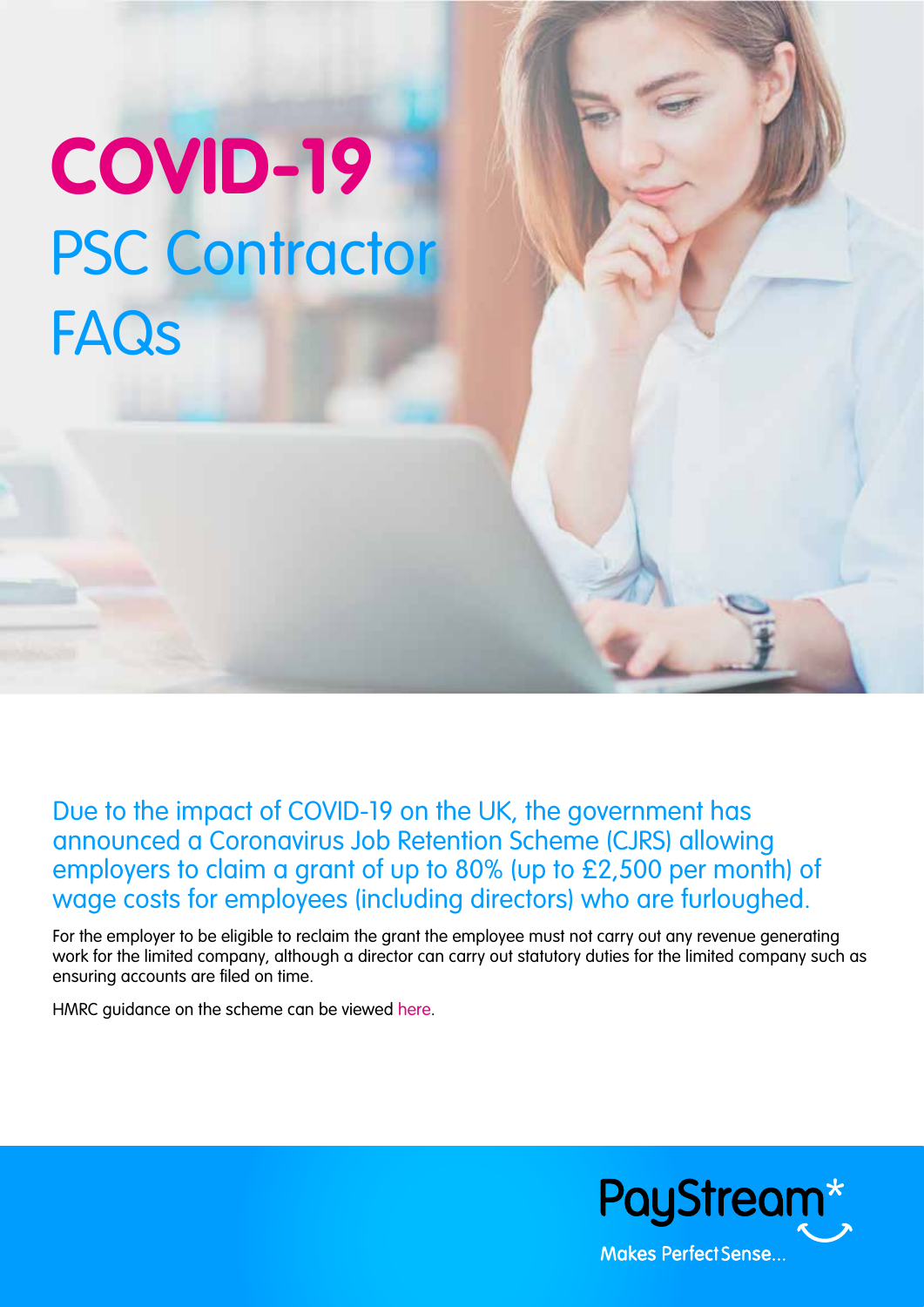# COVID-19 PSC Contractor FAQs

Due to the impact of COVID-19 on the UK, the government has announced a Coronavirus Job Retention Scheme (CJRS) allowing employers to claim a grant of up to 80% (up to £2,500 per month) of wage costs for employees (including directors) who are furloughed.

For the employer to be eligible to reclaim the grant the employee must not carry out any revenue generating work for the limited company, although a director can carry out statutory duties for the limited company such as ensuring accounts are filed on time.

HMRC guidance on the scheme can be viewed here.

PayStream*

Makes Perfect Sense...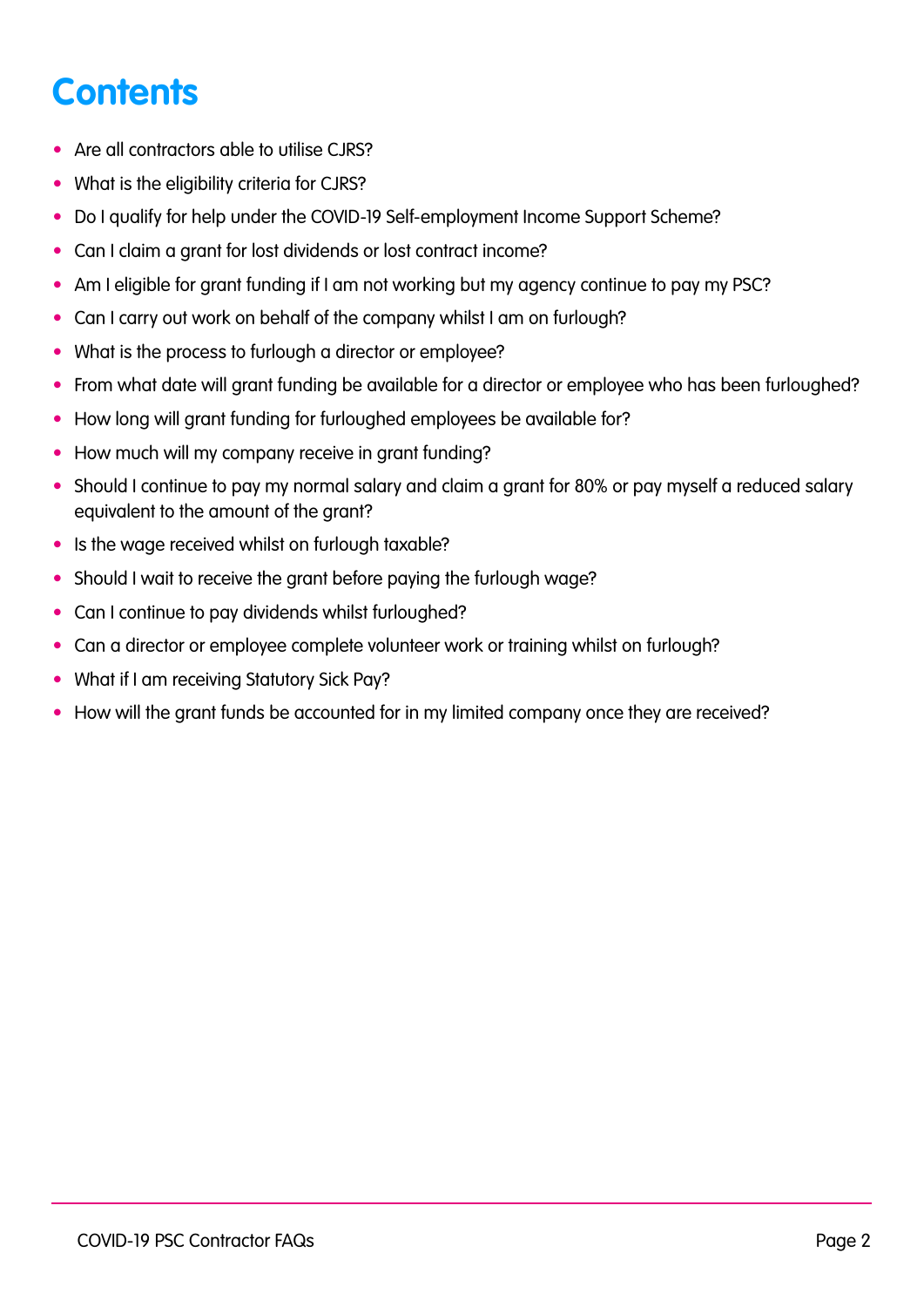# Contents

- Are all contractors able to utilise CJRS?
- What is the eligibility criteria for CJRS?
- Do I qualify for help under the COVID-19 Self-employment Income Support Scheme?
- Can I claim a grant for lost dividends or lost contract income?
- Am I eligible for grant funding if I am not working but my agency continue to pay my PSC?
- Can I carry out work on behalf of the company whilst I am on furlough?
- What is the process to furlough a director or employee?
- From what date will grant funding be available for a director or employee who has been furloughed?
- How long will grant funding for furloughed employees be available for?
- How much will my company receive in grant funding?
- Should I continue to pay my normal salary and claim a grant for 80% or pay myself a reduced salary equivalent to the amount of the grant?
- Is the wage received whilst on furlough taxable?
- Should I wait to receive the grant before paying the furlough wage?
- Can I continue to pay dividends whilst furloughed?
- Can a director or employee complete volunteer work or training whilst on furlough?
- What if I am receiving Statutory Sick Pay?
- How will the grant funds be accounted for in my limited company once they are received?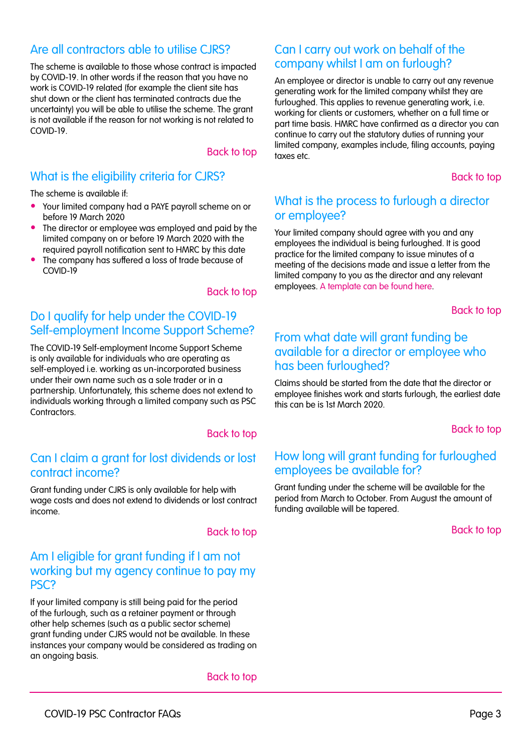## Are all contractors able to utilise CJRS?

The scheme is available to those whose contract is impacted by COVID-19. In other words if the reason that you have no work is COVID-19 related (for example the client site has shut down or the client has terminated contracts due the uncertainty) you will be able to utilise the scheme. The grant is not available if the reason for not working is not related to COVID-19.

Back to top

## What is the eligibility criteria for CJRS?

The scheme is available if:

- Your limited company had a PAYE payroll scheme on or before 19 March 2020
- The director or employee was employed and paid by the limited company on or before 19 March 2020 with the required payroll notification sent to HMRC by this date
- The company has suffered a loss of trade because of COVID-19

Back to top

## Do I qualify for help under the COVID-19 Self-employment Income Support Scheme?

The COVID-19 Self-employment Income Support Scheme is only available for individuals who are operating as self-employed i.e. working as un-incorporated business under their own name such as a sole trader or in a partnership. Unfortunately, this scheme does not extend to individuals working through a limited company such as PSC Contractors.

Back to top

## Can I claim a grant for lost dividends or lost contract income?

Grant funding under CJRS is only available for help with wage costs and does not extend to dividends or lost contract income.

Back to top

## Am I eligible for grant funding if I am not working but my agency continue to pay my PSC?

If your limited company is still being paid for the period of the furlough, such as a retainer payment or through other help schemes (such as a public sector scheme) grant funding under CJRS would not be available. In these instances your company would be considered as trading on an ongoing basis.

Back to top

## Can I carry out work on behalf of the company whilst I am on furlough?

An employee or director is unable to carry out any revenue generating work for the limited company whilst they are furloughed. This applies to revenue generating work, i.e. working for clients or customers, whether on a full time or part time basis. HMRC have confirmed as a director you can continue to carry out the statutory duties of running your limited company, examples include, filing accounts, paying taxes etc.

Back to top

## What is the process to furlough a director or employee?

Your limited company should agree with you and any employees the individual is being furloughed. It is good practice for the limited company to issue minutes of a meeting of the decisions made and issue a letter from the limited company to you as the director and any relevant employees. A template can be found here.

Back to top

## From what date will grant funding be available for a director or employee who has been furloughed?

Claims should be started from the date that the director or employee finishes work and starts furlough, the earliest date this can be is 1st March 2020.

Back to top

## How long will grant funding for furloughed employees be available for?

Grant funding under the scheme will be available for the period from March to October. From August the amount of funding available will be tapered.

Back to top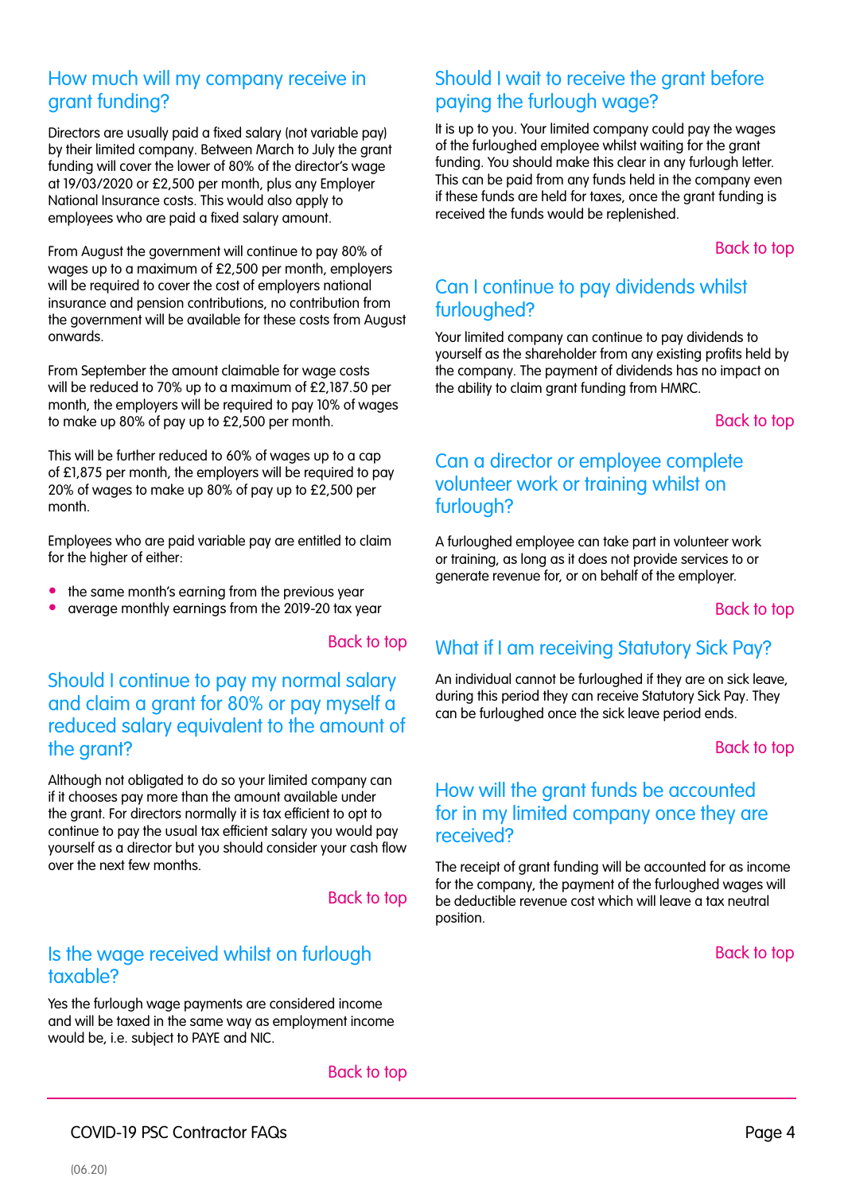## How much will my company receive in grant funding?

Directors are usually paid a fixed salary (not variable pay) by their limited company. Between March to July the grant funding will cover the lower of 80% of the director's wage at 19/03/2020 or £2,500 per month, plus any Employer National Insurance costs. This would also apply to employees who are paid a fixed salary amount.

From August the government will continue to pay 80% of wages up to a maximum of £2,500 per month, employers will be required to cover the cost of employers national insurance and pension contributions, no contribution from the government will be available for these costs from August onwards.

From September the amount claimable for wage costs will be reduced to 70% up to a maximum of £2,187.50 per month, the employers will be required to pay 10% of wages to make up 80% of pay up to £2,500 per month.

This will be further reduced to 60% of wages up to a cap of £1,875 per month, the employers will be required to pay 20% of wages to make up 80% of pay up to £2,500 per month.

Employees who are paid variable pay are entitled to claim for the higher of either:

- the same month's earning from the previous year
- average monthly earnings from the 2019-20 tax year

Back to top

## Should I continue to pay my normal salary and claim a grant for 80% or pay myself a reduced salary equivalent to the amount of the grant?

Although not obligated to do so your limited company can if it chooses pay more than the amount available under the grant. For directors normally it is tax efficient to opt to continue to pay the tax efficient salary you would pay yourself as a director but you should consider your cash flow over the next few months.

Back to top

## Is the wage received whilst on furlough taxable?

Yes the furlough wage payments are considered income and will be taxed in the same way as employment income would be, i.e. subject to PAYE and NIC.

Back to top

## Should I wait to receive the grant before paying the furlough wage?

It is up to you. Your limited company could pay the wages of the furloughed employee whilst waiting for the grant funding. You should make this clear in any furlough letter. This can be paid from any funds held in the company even if these funds are held for taxes, once the grant funding is received the funds would be replenished.

Back to top

## Can I continue to pay dividends whilst furloughed?

Your limited company can continue to pay dividends to yourself as the shareholder from any existing profits held by the company. The payment of dividends has no impact on the ability to claim grant funding from HMRC.

Back to top

## Can a director or employee complete volunteer work or training whilst on furlough?

A furloughed employee can take part in volunteer work or training, as long as it does not provide services to or generate revenue for, or on behalf of the employer.

Back to top

## What if I am receiving Statutory Sick Pay?

An individual cannot be furloughed if they are on sick leave, during this period they can receive Statutory Sick Pay. They can be furloughed once the sick leave period ends.

Back to top

## How will the grant funds be accounted for in my limited company once they are received?

The receipt of grant funding will be accounted for as income for the company, the payment of the furloughed wages will be deductible revenue cost which will leave a tax neutral position.

Back to top

(06.20)